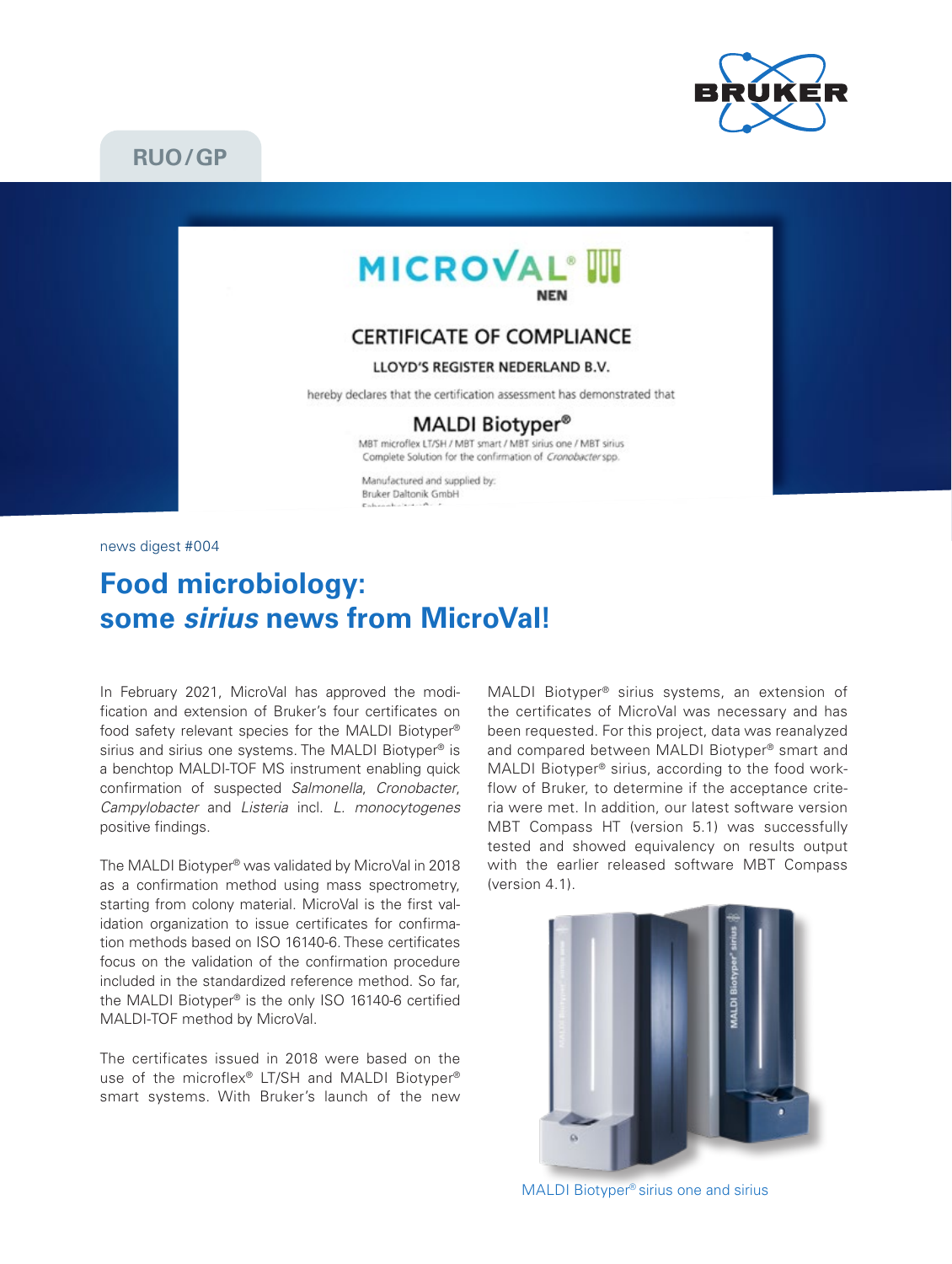RUO/GP

news digest #004

# Food microbiology: some *sirius* news from MicroVal!

In February 2021, MicroVal has approved the modification and extension of Bruker's four certificates on food safety relevant species for the MALDI Biotyper® sirius and sirius one systems. The MALDI Biotyper® is a benchtop MALDI-TOF MS instrument enabling quick confirmation of suspected *Salmonella*, *Cronobacter*, *Campylobacter* and *Listeria* incl. *L. monocytogenes* positive findings.

The MALDI Biotyper® was validated by MicroVal in 2018 as a confirmation method using mass spectrometry, starting from colony material. MicroVal is the first validation organization to issue certificates for confirmation methods based on ISO 16140-6. These certificates focus on the validation of the confirmation procedure included in the standardized reference method. So far, the MALDI Biotyper® is the only ISO 16140-6 certified MALDI-TOF method by MicroVal.

The certificates issued in 2018 were based on the use of the microflex® LT/SH and MALDI Biotyper® smart systems. With Bruker's launch of the new MALDI Biotyper® sirius systems, an extension of the certificates of MicroVal was necessary and has been requested. For this project, data was reanalyzed and compared between MALDI Biotyper® smart and MALDI Biotyper® sirius, according to the food workflow of Bruker, to determine if the acceptance criteria were met. In addition, our latest software version MBT Compass HT (version 5.1) was successfully tested and showed equivalency on results output with the earlier released software MBT Compass (version 4.1).

MALDI Biotyper® sirius one and sirius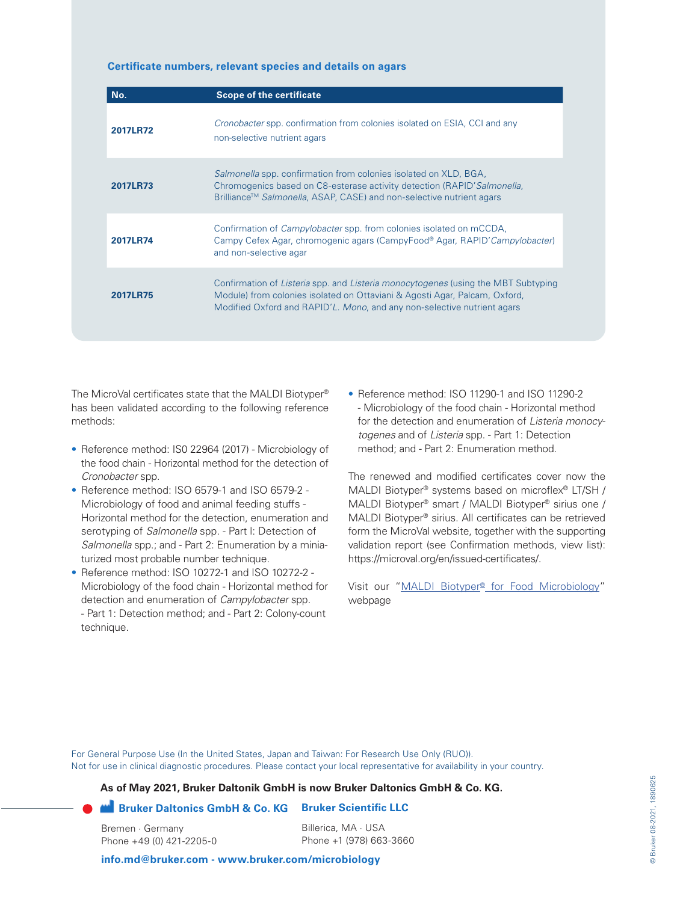### Certificate numbers, relevant species and details on agars

| No. | Scope of the certificate |
| --- | --- |
| **2017LR72** | *Cronobacter* spp. confirmation from colonies isolated on ESIA, CCI and any non-selective nutrient agars |
| **2017LR73** | *Salmonella* spp. confirmation from colonies isolated on XLD, BGA, Chromogenics based on C8-esterase activity detection (RAPID'*Salmonella*, Brilliance™ *Salmonella*, ASAP, CASE) and non-selective nutrient agars |
| **2017LR74** | Confirmation of *Campylobacter* spp. from colonies isolated on mCCDA, Campy Cefex Agar, chromogenic agars (CampyFood® Agar, RAPID'*Campylobacter*) and non-selective agar |
| **2017LR75** | Confirmation of *Listeria* spp. and *Listeria monocytogenes* (using the MBT Subtyping Module) from colonies isolated on Ottaviani & Agosti Agar, Palcam, Oxford, Modified Oxford and RAPID'*L. Mono*, and any non-selective nutrient agars |

The MicroVal certificates state that the MALDI Biotyper® has been validated according to the following reference methods:

- Reference method: IS0 22964 (2017) - Microbiology of the food chain - Horizontal method for the detection of *Cronobacter* spp.
- Reference method: ISO 6579-1 and ISO 6579-2 - Microbiology of food and animal feeding stuffs - Horizontal method for the detection, enumeration and serotyping of *Salmonella* spp. - Part I: Detection of *Salmonella* spp.; and - Part 2: Enumeration by a miniaturized most probable number technique.
- Reference method: ISO 10272-1 and ISO 10272-2 - Microbiology of the food chain - Horizontal method for detection and enumeration of *Campylobacter* spp. - Part 1: Detection method; and - Part 2: Colony-count technique.
- Reference method: ISO 11290-1 and ISO 11290-2 - Microbiology of the food chain - Horizontal method for the detection and enumeration of *Listeria monocytogenes* and of *Listeria* spp. - Part 1: Detection method; and - Part 2: Enumeration method.

The renewed and modified certificates cover now the MALDI Biotyper® systems based on microflex® LT/SH / MALDI Biotyper® smart / MALDI Biotyper® sirius one / MALDI Biotyper® sirius. All certificates can be retrieved form the MicroVal website, together with the supporting validation report (see Confirmation methods, view list): https://microval.org/en/issued-certificates/.

Visit our "MALDI Biotyper® for Food Microbiology" webpage

For General Purpose Use (In the United States, Japan and Taiwan: For Research Use Only (RUO)).
Not for use in clinical diagnostic procedures. Please contact your local representative for availability in your country.

**As of May 2021, Bruker Daltonik GmbH is now Bruker Daltonics GmbH & Co. KG.**

**Bruker Daltonics GmbH & Co. KG**
Bremen · Germany
Phone +49 (0) 421-2205-0

**Bruker Scientific LLC**
Billerica, MA · USA
Phone +1 (978) 663-3660

**info.md@bruker.com - www.bruker.com/microbiology**

© Bruker 08-2021, 1890625